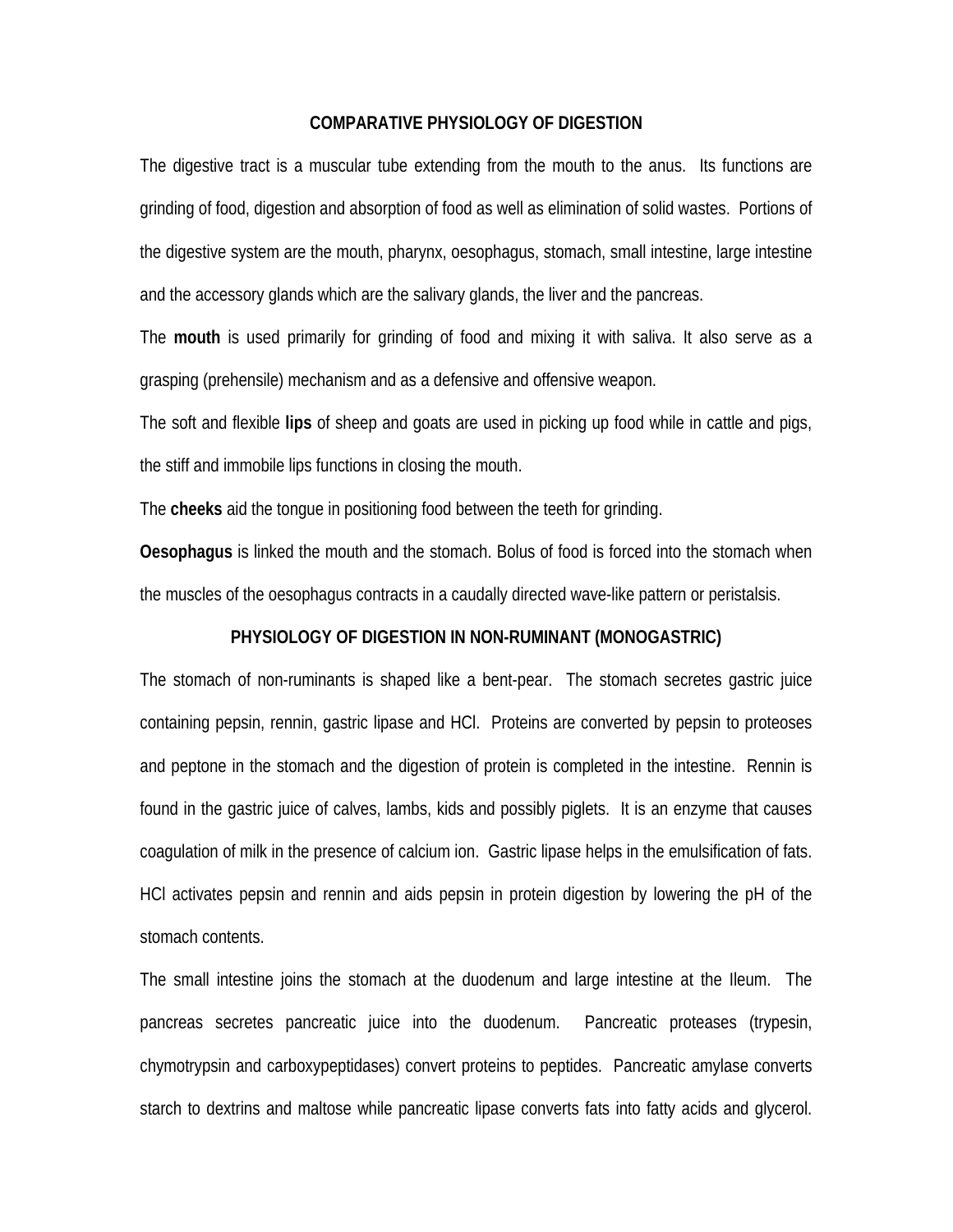# COMPARATIVE PHYSIOLOGY OF DIGESTION

The digestive tract is a muscular tube extending from the mouth to the anus. Its functions are grinding of food, digestion and absorption of food as well as elimination of solid wastes. Portions of the digestive system are the mouth, pharynx, oesophagus, stomach, small intestine, large intestine and the accessory glands which are the salivary glands, the liver and the pancreas.

The **mouth** is used primarily for grinding of food and mixing it with saliva. It also serve as a grasping (prehensile) mechanism and as a defensive and offensive weapon.

The soft and flexible **lips** of sheep and goats are used in picking up food while in cattle and pigs, the stiff and immobile lips functions in closing the mouth.

The **cheeks** aid the tongue in positioning food between the teeth for grinding.

**Oesophagus** is linked the mouth and the stomach. Bolus of food is forced into the stomach when the muscles of the oesophagus contracts in a caudally directed wave-like pattern or peristalsis.

## PHYSIOLOGY OF DIGESTION IN NON-RUMINANT (MONOGASTRIC)

The stomach of non-ruminants is shaped like a bent-pear. The stomach secretes gastric juice containing pepsin, rennin, gastric lipase and HCl. Proteins are converted by pepsin to proteoses and peptone in the stomach and the digestion of protein is completed in the intestine. Rennin is found in the gastric juice of calves, lambs, kids and possibly piglets. It is an enzyme that causes coagulation of milk in the presence of calcium ion. Gastric lipase helps in the emulsification of fats. HCl activates pepsin and rennin and aids pepsin in protein digestion by lowering the pH of the stomach contents.

The small intestine joins the stomach at the duodenum and large intestine at the Ileum. The pancreas secretes pancreatic juice into the duodenum. Pancreatic proteases (trypesin, chymotrypsin and carboxypeptidases) convert proteins to peptides. Pancreatic amylase converts starch to dextrins and maltose while pancreatic lipase converts fats into fatty acids and glycerol.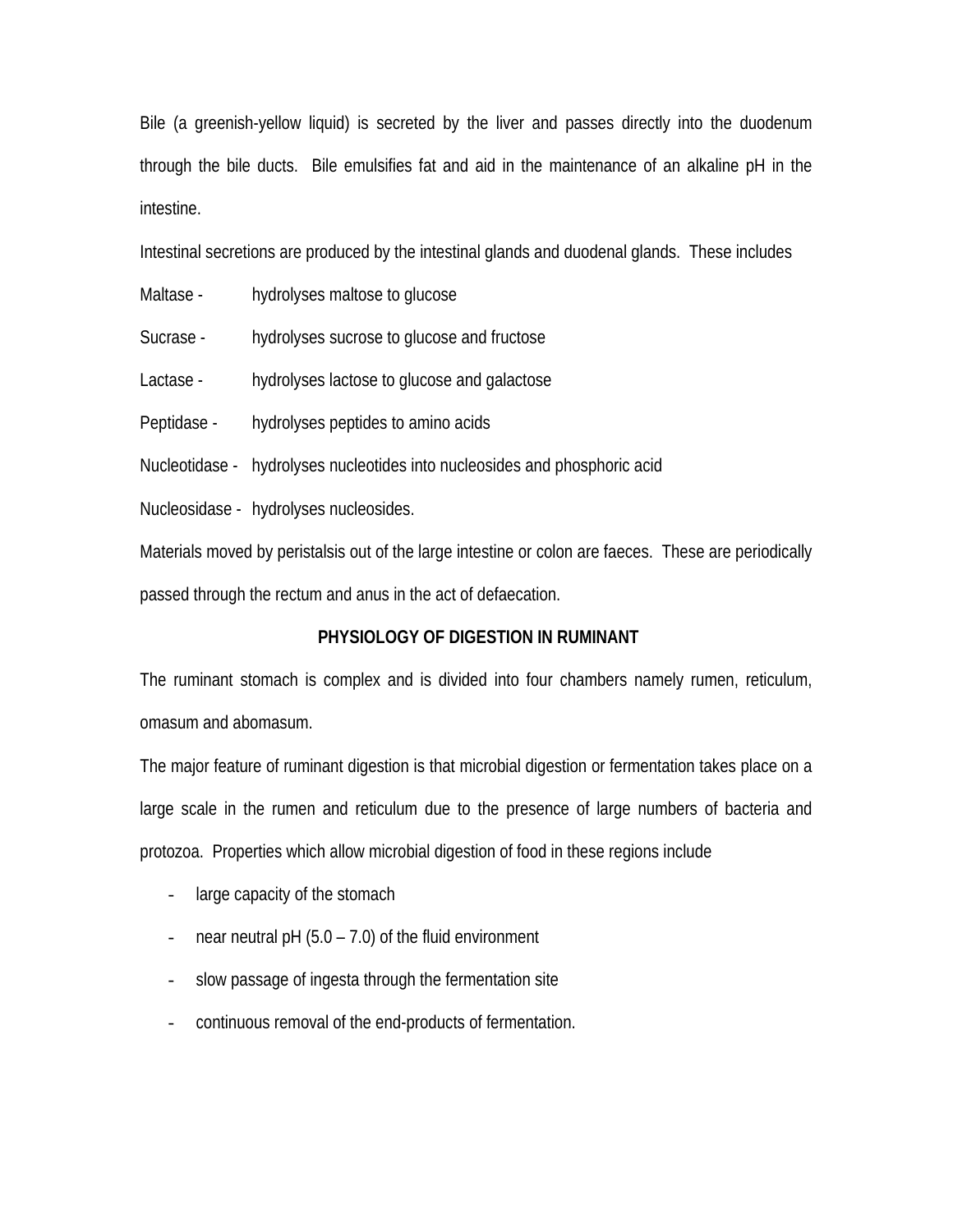Bile (a greenish-yellow liquid) is secreted by the liver and passes directly into the duodenum through the bile ducts. Bile emulsifies fat and aid in the maintenance of an alkaline pH in the intestine.

Intestinal secretions are produced by the intestinal glands and duodenal glands. These includes

Maltase - hydrolyses maltose to glucose

Sucrase - hydrolyses sucrose to glucose and fructose

Lactase - hydrolyses lactose to glucose and galactose

Peptidase - hydrolyses peptides to amino acids

Nucleotidase - hydrolyses nucleotides into nucleosides and phosphoric acid

Nucleosidase - hydrolyses nucleosides.

Materials moved by peristalsis out of the large intestine or colon are faeces. These are periodically passed through the rectum and anus in the act of defaecation.

## PHYSIOLOGY OF DIGESTION IN RUMINANT

The ruminant stomach is complex and is divided into four chambers namely rumen, reticulum, omasum and abomasum.

The major feature of ruminant digestion is that microbial digestion or fermentation takes place on a large scale in the rumen and reticulum due to the presence of large numbers of bacteria and protozoa. Properties which allow microbial digestion of food in these regions include

- large capacity of the stomach
- near neutral pH (5.0 – 7.0) of the fluid environment
- slow passage of ingesta through the fermentation site
- continuous removal of the end-products of fermentation.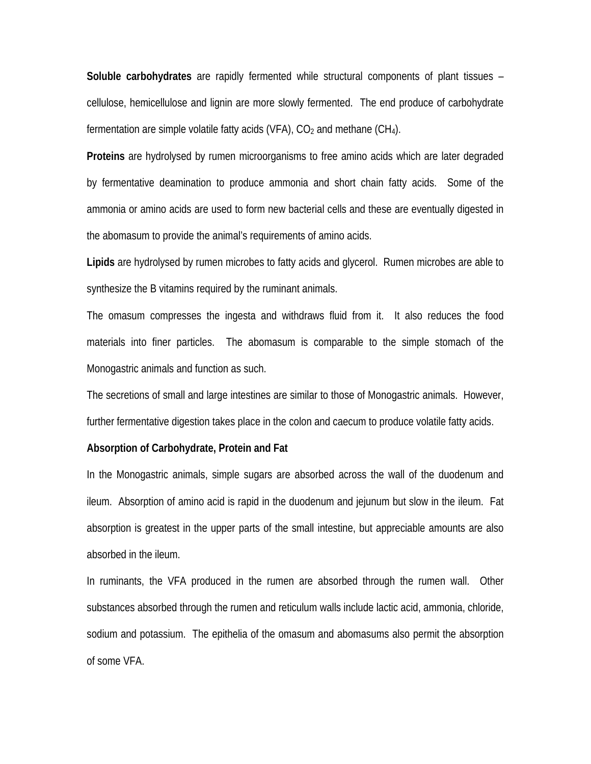**Soluble carbohydrates** are rapidly fermented while structural components of plant tissues – cellulose, hemicellulose and lignin are more slowly fermented. The end produce of carbohydrate fermentation are simple volatile fatty acids (VFA), $CO_2$ and methane ($CH_4$).

**Proteins** are hydrolysed by rumen microorganisms to free amino acids which are later degraded by fermentative deamination to produce ammonia and short chain fatty acids. Some of the ammonia or amino acids are used to form new bacterial cells and these are eventually digested in the abomasum to provide the animal's requirements of amino acids.

**Lipids** are hydrolysed by rumen microbes to fatty acids and glycerol. Rumen microbes are able to synthesize the B vitamins required by the ruminant animals.

The omasum compresses the ingesta and withdraws fluid from it. It also reduces the food materials into finer particles. The abomasum is comparable to the simple stomach of the Monogastric animals and function as such.

The secretions of small and large intestines are similar to those of Monogastric animals. However, further fermentative digestion takes place in the colon and caecum to produce volatile fatty acids.

**Absorption of Carbohydrate, Protein and Fat**

In the Monogastric animals, simple sugars are absorbed across the wall of the duodenum and ileum. Absorption of amino acid is rapid in the duodenum and jejunum but slow in the ileum. Fat absorption is greatest in the upper parts of the small intestine, but appreciable amounts are also absorbed in the ileum.

In ruminants, the VFA produced in the rumen are absorbed through the rumen wall. Other substances absorbed through the rumen and reticulum walls include lactic acid, ammonia, chloride, sodium and potassium. The epithelia of the omasum and abomasums also permit the absorption of some VFA.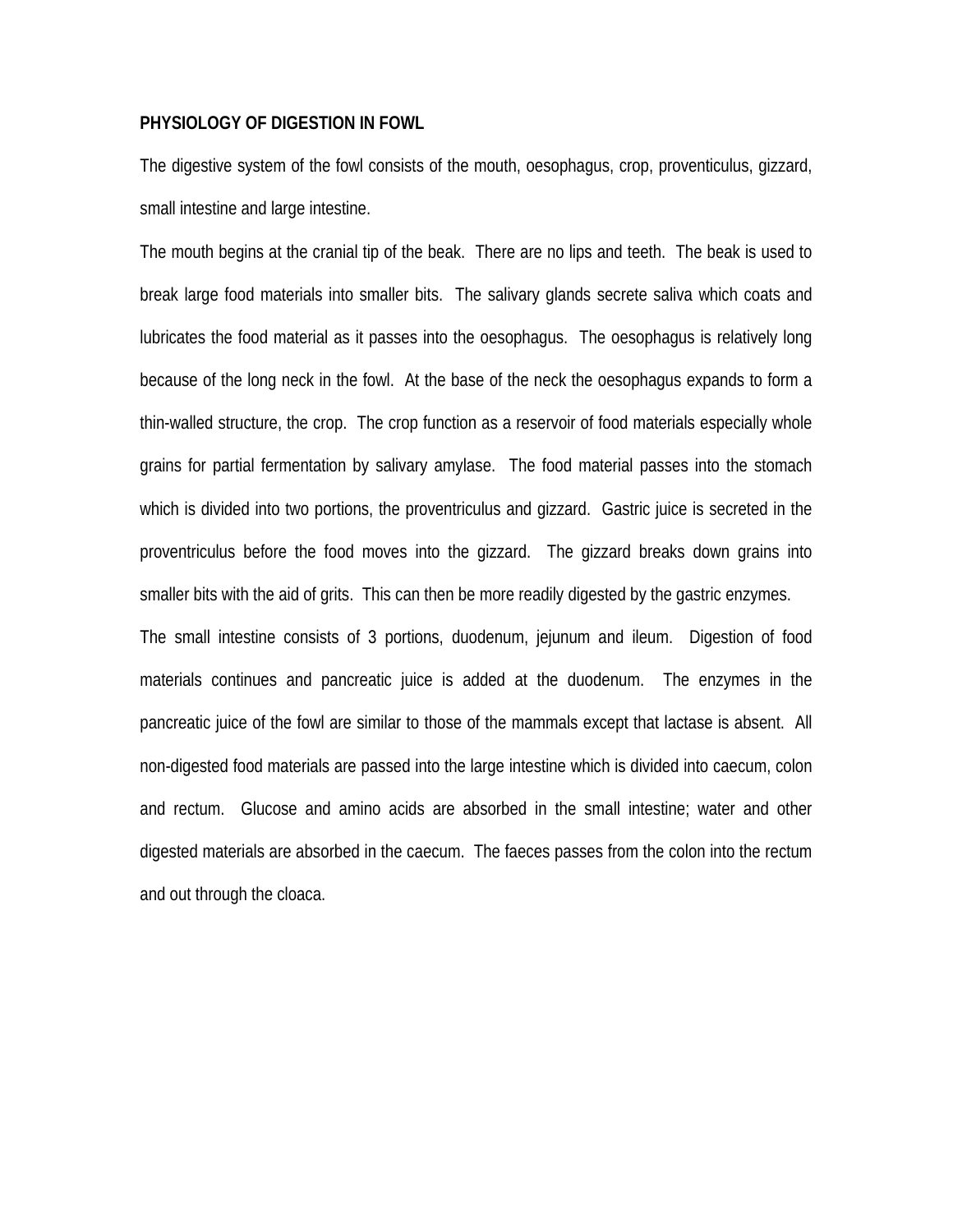**PHYSIOLOGY OF DIGESTION IN FOWL**

The digestive system of the fowl consists of the mouth, oesophagus, crop, proventiculus, gizzard, small intestine and large intestine.

The mouth begins at the cranial tip of the beak. There are no lips and teeth. The beak is used to break large food materials into smaller bits. The salivary glands secrete saliva which coats and lubricates the food material as it passes into the oesophagus. The oesophagus is relatively long because of the long neck in the fowl. At the base of the neck the oesophagus expands to form a thin-walled structure, the crop. The crop function as a reservoir of food materials especially whole grains for partial fermentation by salivary amylase. The food material passes into the stomach which is divided into two portions, the proventriculus and gizzard. Gastric juice is secreted in the proventriculus before the food moves into the gizzard. The gizzard breaks down grains into smaller bits with the aid of grits. This can then be more readily digested by the gastric enzymes.

The small intestine consists of 3 portions, duodenum, jejunum and ileum. Digestion of food materials continues and pancreatic juice is added at the duodenum. The enzymes in the pancreatic juice of the fowl are similar to those of the mammals except that lactase is absent. All non-digested food materials are passed into the large intestine which is divided into caecum, colon and rectum. Glucose and amino acids are absorbed in the small intestine; water and other digested materials are absorbed in the caecum. The faeces passes from the colon into the rectum and out through the cloaca.